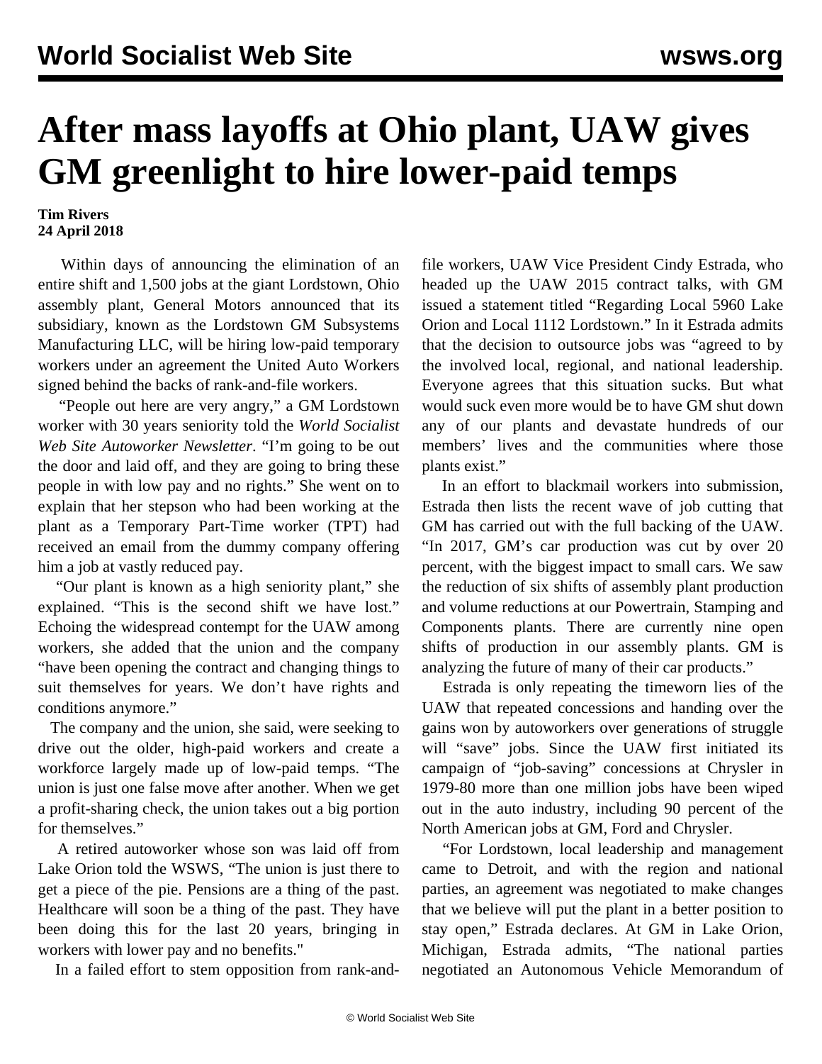# After mass layoffs at Ohio plant, UAW gives GM greenlight to hire lower-paid temps

**Tim Rivers**
**24 April 2018**

Within days of announcing the elimination of an entire shift and 1,500 jobs at the giant Lordstown, Ohio assembly plant, General Motors announced that its subsidiary, known as the Lordstown GM Subsystems Manufacturing LLC, will be hiring low-paid temporary workers under an agreement the United Auto Workers signed behind the backs of rank-and-file workers.

"People out here are very angry," a GM Lordstown worker with 30 years seniority told the *World Socialist Web Site Autoworker Newsletter*. "I'm going to be out the door and laid off, and they are going to bring these people in with low pay and no rights." She went on to explain that her stepson who had been working at the plant as a Temporary Part-Time worker (TPT) had received an email from the dummy company offering him a job at vastly reduced pay.

"Our plant is known as a high seniority plant," she explained. "This is the second shift we have lost." Echoing the widespread contempt for the UAW among workers, she added that the union and the company "have been opening the contract and changing things to suit themselves for years. We don't have rights and conditions anymore."

The company and the union, she said, were seeking to drive out the older, high-paid workers and create a workforce largely made up of low-paid temps. "The union is just one false move after another. When we get a profit-sharing check, the union takes out a big portion for themselves."

A retired autoworker whose son was laid off from Lake Orion told the WSWS, "The union is just there to get a piece of the pie. Pensions are a thing of the past. Healthcare will soon be a thing of the past. They have been doing this for the last 20 years, bringing in workers with lower pay and no benefits."

In a failed effort to stem opposition from rank-and-file workers, UAW Vice President Cindy Estrada, who headed up the UAW 2015 contract talks, with GM issued a statement titled "Regarding Local 5960 Lake Orion and Local 1112 Lordstown." In it Estrada admits that the decision to outsource jobs was "agreed to by the involved local, regional, and national leadership. Everyone agrees that this situation sucks. But what would suck even more would be to have GM shut down any of our plants and devastate hundreds of our members' lives and the communities where those plants exist."

In an effort to blackmail workers into submission, Estrada then lists the recent wave of job cutting that GM has carried out with the full backing of the UAW. "In 2017, GM's car production was cut by over 20 percent, with the biggest impact to small cars. We saw the reduction of six shifts of assembly plant production and volume reductions at our Powertrain, Stamping and Components plants. There are currently nine open shifts of production in our assembly plants. GM is analyzing the future of many of their car products."

Estrada is only repeating the timeworn lies of the UAW that repeated concessions and handing over the gains won by autoworkers over generations of struggle will "save" jobs. Since the UAW first initiated its campaign of "job-saving" concessions at Chrysler in 1979-80 more than one million jobs have been wiped out in the auto industry, including 90 percent of the North American jobs at GM, Ford and Chrysler.

"For Lordstown, local leadership and management came to Detroit, and with the region and national parties, an agreement was negotiated to make changes that we believe will put the plant in a better position to stay open," Estrada declares. At GM in Lake Orion, Michigan, Estrada admits, "The national parties negotiated an Autonomous Vehicle Memorandum of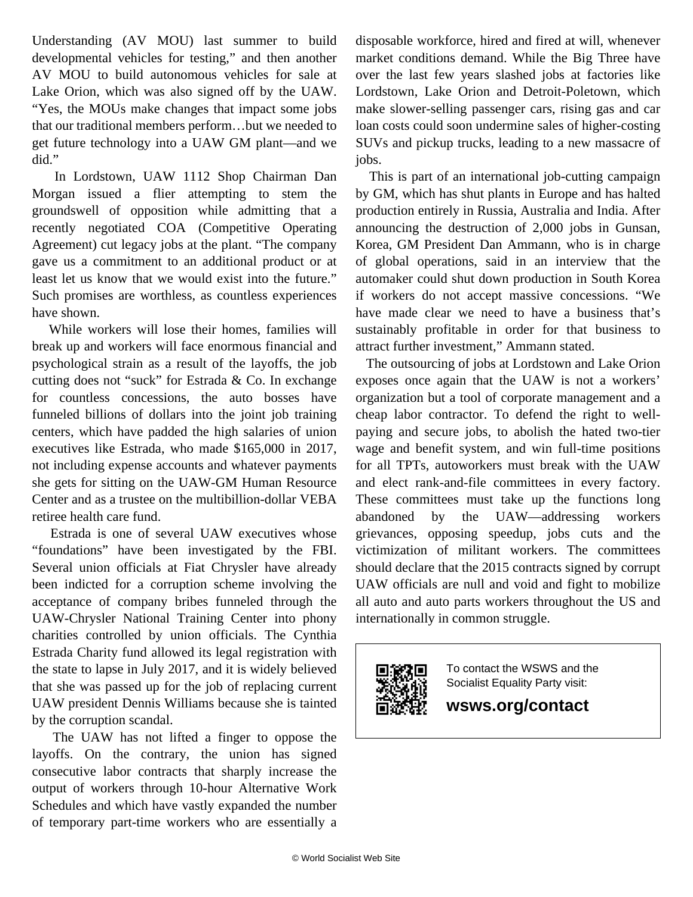Understanding (AV MOU) last summer to build developmental vehicles for testing," and then another AV MOU to build autonomous vehicles for sale at Lake Orion, which was also signed off by the UAW. "Yes, the MOUs make changes that impact some jobs that our traditional members perform…but we needed to get future technology into a UAW GM plant—and we did."

In Lordstown, UAW 1112 Shop Chairman Dan Morgan issued a flier attempting to stem the groundswell of opposition while admitting that a recently negotiated COA (Competitive Operating Agreement) cut legacy jobs at the plant. "The company gave us a commitment to an additional product or at least let us know that we would exist into the future." Such promises are worthless, as countless experiences have shown.

While workers will lose their homes, families will break up and workers will face enormous financial and psychological strain as a result of the layoffs, the job cutting does not "suck" for Estrada & Co. In exchange for countless concessions, the auto bosses have funneled billions of dollars into the joint job training centers, which have padded the high salaries of union executives like Estrada, who made $165,000 in 2017, not including expense accounts and whatever payments she gets for sitting on the UAW-GM Human Resource Center and as a trustee on the multibillion-dollar VEBA retiree health care fund.

Estrada is one of several UAW executives whose "foundations" have been investigated by the FBI. Several union officials at Fiat Chrysler have already been indicted for a corruption scheme involving the acceptance of company bribes funneled through the UAW-Chrysler National Training Center into phony charities controlled by union officials. The Cynthia Estrada Charity fund allowed its legal registration with the state to lapse in July 2017, and it is widely believed that she was passed up for the job of replacing current UAW president Dennis Williams because she is tainted by the corruption scandal.

The UAW has not lifted a finger to oppose the layoffs. On the contrary, the union has signed consecutive labor contracts that sharply increase the output of workers through 10-hour Alternative Work Schedules and which have vastly expanded the number of temporary part-time workers who are essentially a disposable workforce, hired and fired at will, whenever market conditions demand. While the Big Three have over the last few years slashed jobs at factories like Lordstown, Lake Orion and Detroit-Poletown, which make slower-selling passenger cars, rising gas and car loan costs could soon undermine sales of higher-costing SUVs and pickup trucks, leading to a new massacre of jobs.

This is part of an international job-cutting campaign by GM, which has shut plants in Europe and has halted production entirely in Russia, Australia and India. After announcing the destruction of 2,000 jobs in Gunsan, Korea, GM President Dan Ammann, who is in charge of global operations, said in an interview that the automaker could shut down production in South Korea if workers do not accept massive concessions. "We have made clear we need to have a business that's sustainably profitable in order for that business to attract further investment," Ammann stated.

The outsourcing of jobs at Lordstown and Lake Orion exposes once again that the UAW is not a workers' organization but a tool of corporate management and a cheap labor contractor. To defend the right to well-paying and secure jobs, to abolish the hated two-tier wage and benefit system, and win full-time positions for all TPTs, autoworkers must break with the UAW and elect rank-and-file committees in every factory. These committees must take up the functions long abandoned by the UAW—addressing workers grievances, opposing speedup, jobs cuts and the victimization of militant workers. The committees should declare that the 2015 contracts signed by corrupt UAW officials are null and void and fight to mobilize all auto and auto parts workers throughout the US and internationally in common struggle.

To contact the WSWS and the Socialist Equality Party visit:

**wsws.org/contact**